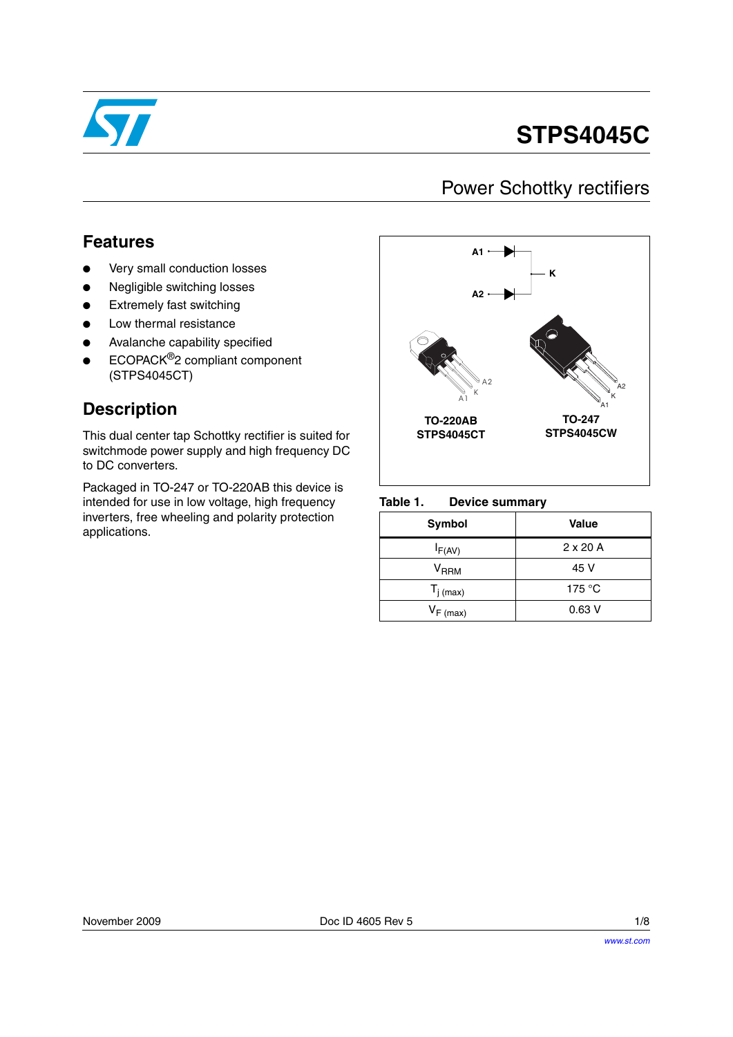# STPS4045C

## Power Schottky rectifiers

## Features

- Very small conduction losses
- Negligible switching losses
- Extremely fast switching
- Low thermal resistance
- Avalanche capability specified
- ECOPACK®2 compliant component (STPS4045CT)

## Description

This dual center tap Schottky rectifier is suited for switchmode power supply and high frequency DC to DC converters.

Packaged in TO-247 or TO-220AB this device is intended for use in low voltage, high frequency inverters, free wheeling and polarity protection applications.

A1
A2
K

TO-220AB
STPS4045CT

TO-247
STPS4045CW

**Table 1. Device summary**

| Symbol | Value |
|---|---|
| $I_{F(AV)}$ | 2 x 20 A |
| $V_{RRM}$ | 45 V |
| $T_{j\ (max)}$ | 175 °C |
| $V_{F\ (max)}$ | 0.63 V |

November 2009 Doc ID 4605 Rev 5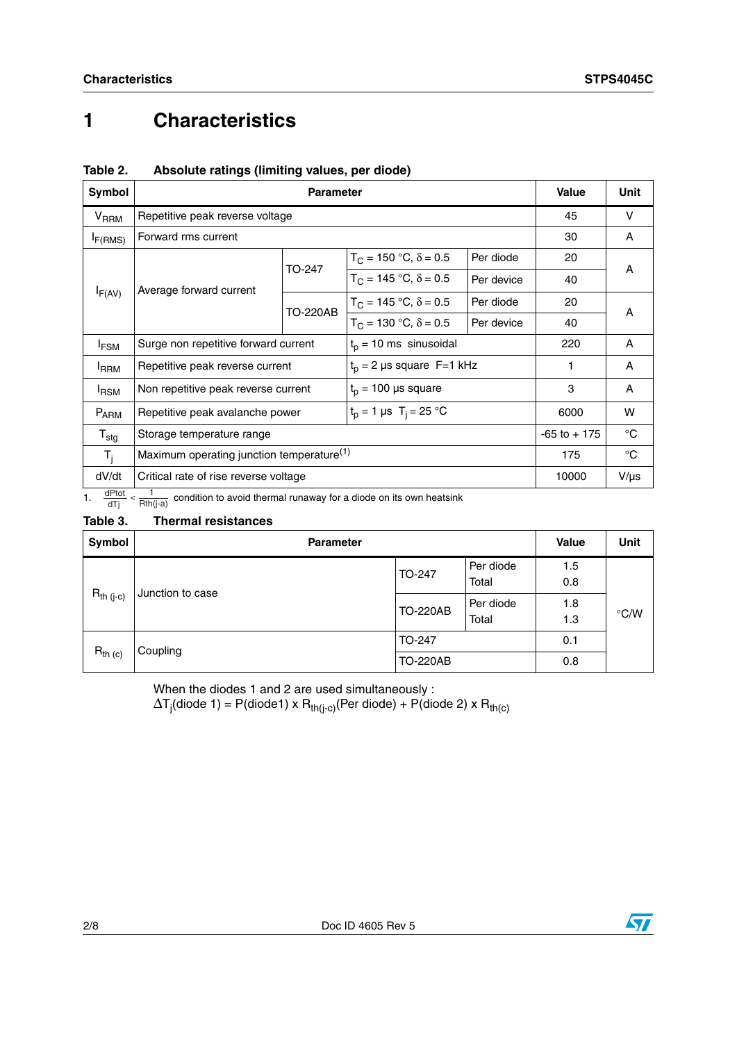// turn 1
# 1 Characteristics

**Table 2. Absolute ratings (limiting values, per diode)**

| Symbol | Parameter | | | | Value | Unit |
|---|---|---|---|---|---|---|
| $V_{RRM}$ | Repetitive peak reverse voltage | | | | 45 | V |
| $I_{F(RMS)}$ | Forward rms current | | | | 30 | A |
| $I_{F(AV)}$ | Average forward current | TO-247 | $T_C = 150$ °C, $\delta = 0.5$ | Per diode | 20 | A |
| | | | $T_C = 145$ °C, $\delta = 0.5$ | Per device | 40 | |
| | | TO-220AB | $T_C = 145$ °C, $\delta = 0.5$ | Per diode | 20 | A |
| | | | $T_C = 130$ °C, $\delta = 0.5$ | Per device | 40 | |
| $I_{FSM}$ | Surge non repetitive forward current | | $t_p = 10$ ms sinusoidal | | 220 | A |
| $I_{RRM}$ | Repetitive peak reverse current | | $t_p = 2$ µs square F=1 kHz | | 1 | A |
| $I_{RSM}$ | Non repetitive peak reverse current | | $t_p = 100$ µs square | | 3 | A |
| $P_{ARM}$ | Repetitive peak avalanche power | | $t_p = 1$ µs $T_j = 25$ °C | | 6000 | W |
| $T_{stg}$ | Storage temperature range | | | | -65 to + 175 | °C |
| $T_j$ | Maximum operating junction temperature[(1)] | | | | 175 | °C |
| dV/dt | Critical rate of rise reverse voltage | | | | 10000 | V/µs |

1. $\frac{dPtot}{dTj} < \frac{1}{Rth(j-a)}$ condition to avoid thermal runaway for a diode on its own heatsink

**Table 3. Thermal resistances**

| Symbol | Parameter | | | Value | Unit |
|---|---|---|---|---|---|
| $R_{th\ (j-c)}$ | Junction to case | TO-247 | Per diode | 1.5 | °C/W |
| | | | Total | 0.8 | |
| | | TO-220AB | Per diode | 1.8 | |
| | | | Total | 1.3 | |
| $R_{th\ (c)}$ | Coupling | TO-247 | | 0.1 | |
| | | TO-220AB | | 0.8 | |

When the diodes 1 and 2 are used simultaneously :
$\Delta T_j$(diode 1) = P(diode1) x $R_{th(j-c)}$(Per diode) + P(diode 2) x $R_{th(c)}$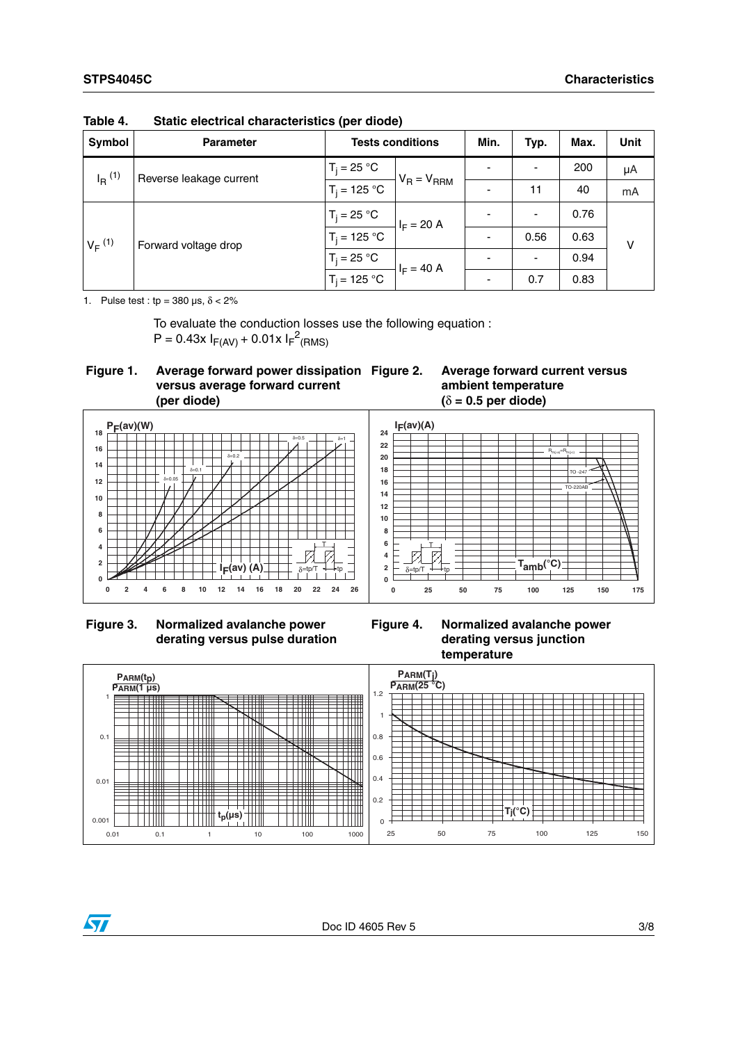Table 4. Static electrical characteristics (per diode)

| Symbol | Parameter | Tests conditions | | Min. | Typ. | Max. | Unit |
|---|---|---|---|---|---|---|---|
| $I_R$ [(1)] | Reverse leakage current | $T_j = 25$ °C | $V_R = V_{RRM}$ | - | - | 200 | µA |
| | | $T_j = 125$ °C | | - | 11 | 40 | mA |
| $V_F$ [(1)] | Forward voltage drop | $T_j = 25$ °C | $I_F = 20$ A | - | - | 0.76 | V |
| | | $T_j = 125$ °C | | - | 0.56 | 0.63 | |
| | | $T_j = 25$ °C | $I_F = 40$ A | - | - | 0.94 | |
| | | $T_j = 125$ °C | | - | 0.7 | 0.83 | |

1. Pulse test : tp = 380 µs, δ < 2%

To evaluate the conduction losses use the following equation :

$P = 0.43 \times I_{F(AV)} + 0.01 \times I_{F}^{2}{}_{(RMS)}$

**Figure 1. Average forward power dissipation versus average forward current (per diode)**

**Figure 2. Average forward current versus ambient temperature (δ = 0.5 per diode)**

**Figure 3. Normalized avalanche power derating versus pulse duration**

**Figure 4. Normalized avalanche power derating versus junction temperature**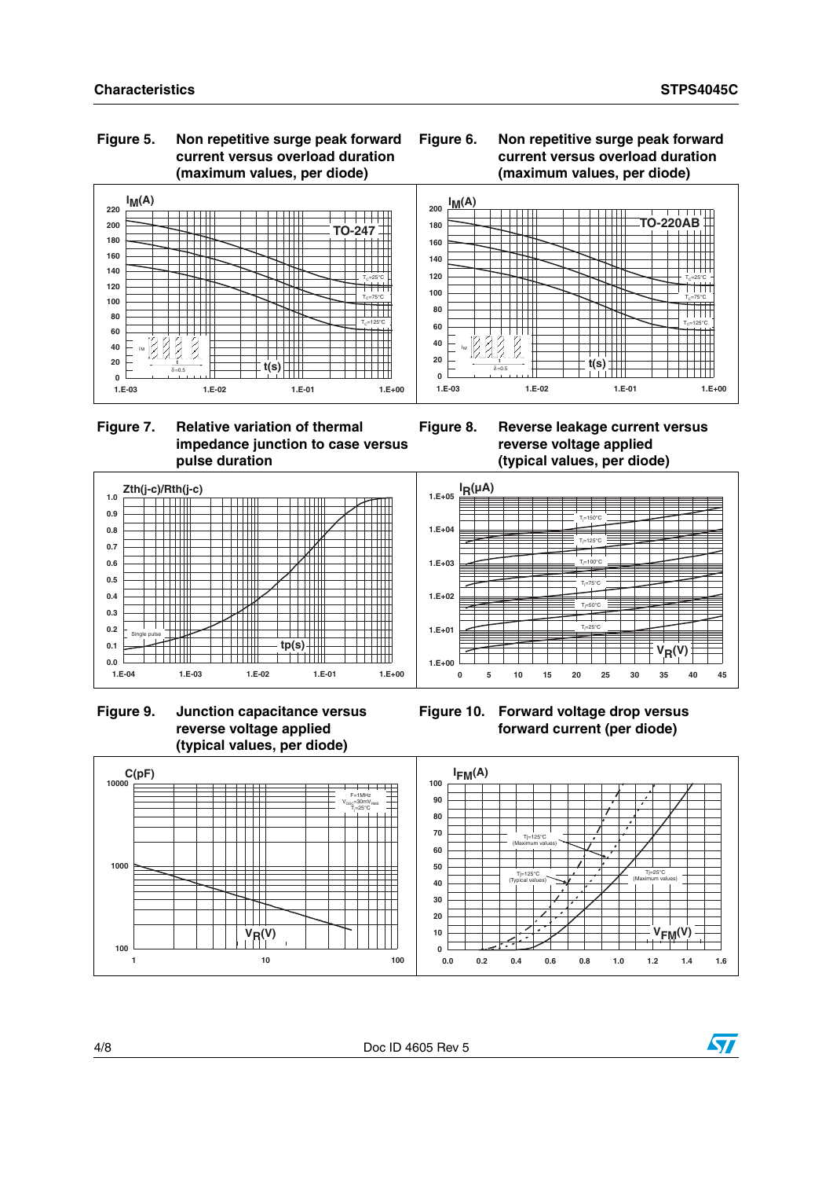**Figure 5. Non repetitive surge peak forward current versus overload duration (maximum values, per diode)**

**Figure 6. Non repetitive surge peak forward current versus overload duration (maximum values, per diode)**

**Figure 7. Relative variation of thermal impedance junction to case versus pulse duration**

**Figure 8. Reverse leakage current versus reverse voltage applied (typical values, per diode)**

**Figure 9. Junction capacitance versus reverse voltage applied (typical values, per diode)**

**Figure 10. Forward voltage drop versus forward current (per diode)**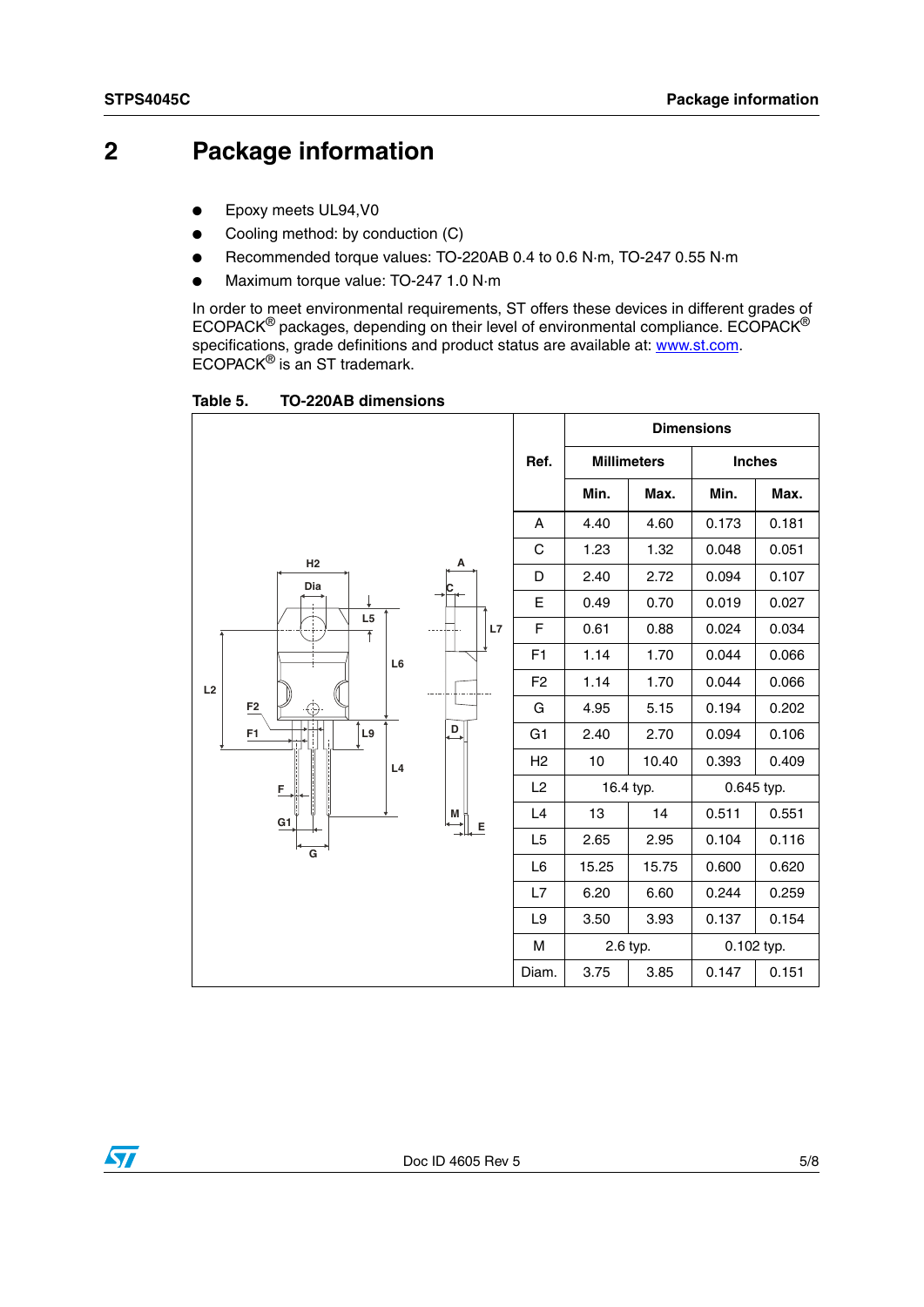# 2 Package information

- Epoxy meets UL94,V0
- Cooling method: by conduction (C)
- Recommended torque values: TO-220AB 0.4 to 0.6 N·m, TO-247 0.55 N·m
- Maximum torque value: TO-247 1.0 N·m

In order to meet environmental requirements, ST offers these devices in different grades of ECOPACK® packages, depending on their level of environmental compliance. ECOPACK® specifications, grade definitions and product status are available at: www.st.com. ECOPACK® is an ST trademark.

**Table 5. TO-220AB dimensions**

| Ref. | Dimensions | | | |
|---|---|---|---|---|
| | Millimeters | | Inches | |
| | Min. | Max. | Min. | Max. |
| A | 4.40 | 4.60 | 0.173 | 0.181 |
| C | 1.23 | 1.32 | 0.048 | 0.051 |
| D | 2.40 | 2.72 | 0.094 | 0.107 |
| E | 0.49 | 0.70 | 0.019 | 0.027 |
| F | 0.61 | 0.88 | 0.024 | 0.034 |
| F1 | 1.14 | 1.70 | 0.044 | 0.066 |
| F2 | 1.14 | 1.70 | 0.044 | 0.066 |
| G | 4.95 | 5.15 | 0.194 | 0.202 |
| G1 | 2.40 | 2.70 | 0.094 | 0.106 |
| H2 | 10 | 10.40 | 0.393 | 0.409 |
| L2 | 16.4 typ. | | 0.645 typ. | |
| L4 | 13 | 14 | 0.511 | 0.551 |
| L5 | 2.65 | 2.95 | 0.104 | 0.116 |
| L6 | 15.25 | 15.75 | 0.600 | 0.620 |
| L7 | 6.20 | 6.60 | 0.244 | 0.259 |
| L9 | 3.50 | 3.93 | 0.137 | 0.154 |
| M | 2.6 typ. | | 0.102 typ. | |
| Diam. | 3.75 | 3.85 | 0.147 | 0.151 |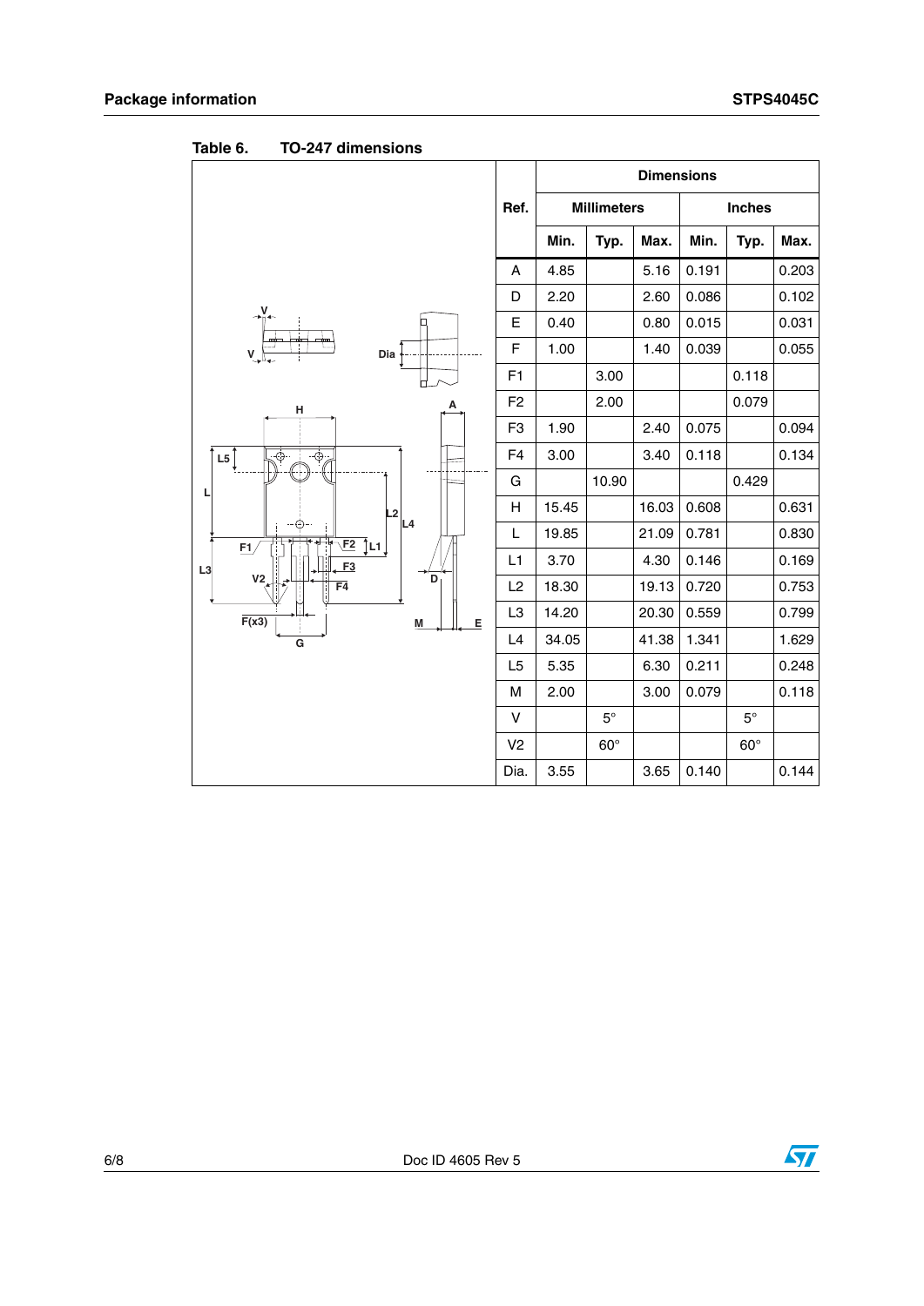**Table 6. TO-247 dimensions**

| Ref. | Dimensions | | | | | |
|---|---|---|---|---|---|---|
| | Millimeters | | | Inches | | |
| | Min. | Typ. | Max. | Min. | Typ. | Max. |
| A | 4.85 | | 5.16 | 0.191 | | 0.203 |
| D | 2.20 | | 2.60 | 0.086 | | 0.102 |
| E | 0.40 | | 0.80 | 0.015 | | 0.031 |
| F | 1.00 | | 1.40 | 0.039 | | 0.055 |
| F1 | | 3.00 | | | 0.118 | |
| F2 | | 2.00 | | | 0.079 | |
| F3 | 1.90 | | 2.40 | 0.075 | | 0.094 |
| F4 | 3.00 | | 3.40 | 0.118 | | 0.134 |
| G | | 10.90 | | | 0.429 | |
| H | 15.45 | | 16.03 | 0.608 | | 0.631 |
| L | 19.85 | | 21.09 | 0.781 | | 0.830 |
| L1 | 3.70 | | 4.30 | 0.146 | | 0.169 |
| L2 | 18.30 | | 19.13 | 0.720 | | 0.753 |
| L3 | 14.20 | | 20.30 | 0.559 | | 0.799 |
| L4 | 34.05 | | 41.38 | 1.341 | | 1.629 |
| L5 | 5.35 | | 6.30 | 0.211 | | 0.248 |
| M | 2.00 | | 3.00 | 0.079 | | 0.118 |
| V | | 5° | | | 5° | |
| V2 | | 60° | | | 60° | |
| Dia. | 3.55 | | 3.65 | 0.140 | | 0.144 |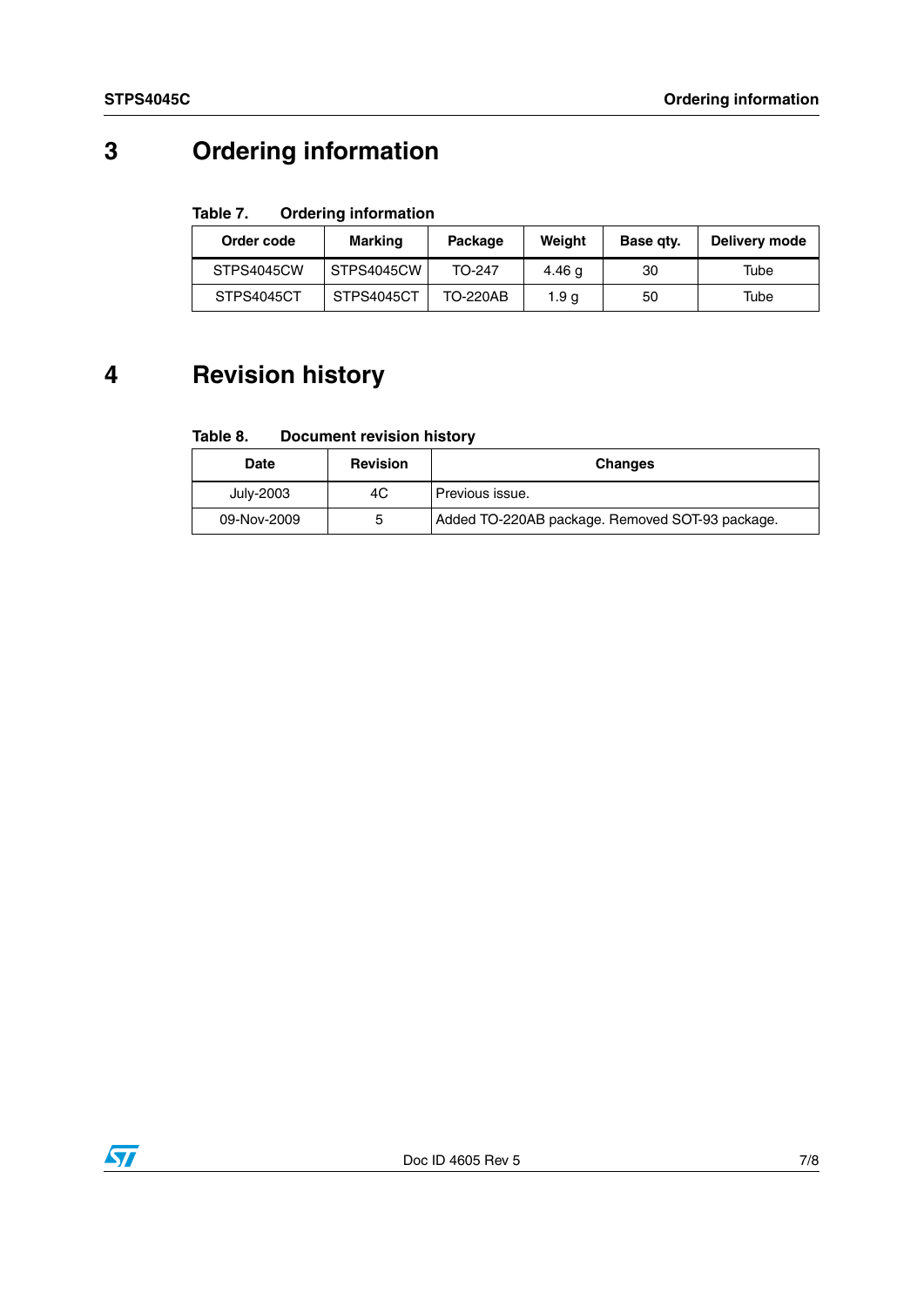# 3 Ordering information

**Table 7. Ordering information**

| Order code | Marking | Package | Weight | Base qty. | Delivery mode |
|---|---|---|---|---|---|
| STPS4045CW | STPS4045CW | TO-247 | 4.46 g | 30 | Tube |
| STPS4045CT | STPS4045CT | TO-220AB | 1.9 g | 50 | Tube |

# 4 Revision history

**Table 8. Document revision history**

| Date | Revision | Changes |
|---|---|---|
| July-2003 | 4C | Previous issue. |
| 09-Nov-2009 | 5 | Added TO-220AB package. Removed SOT-93 package. |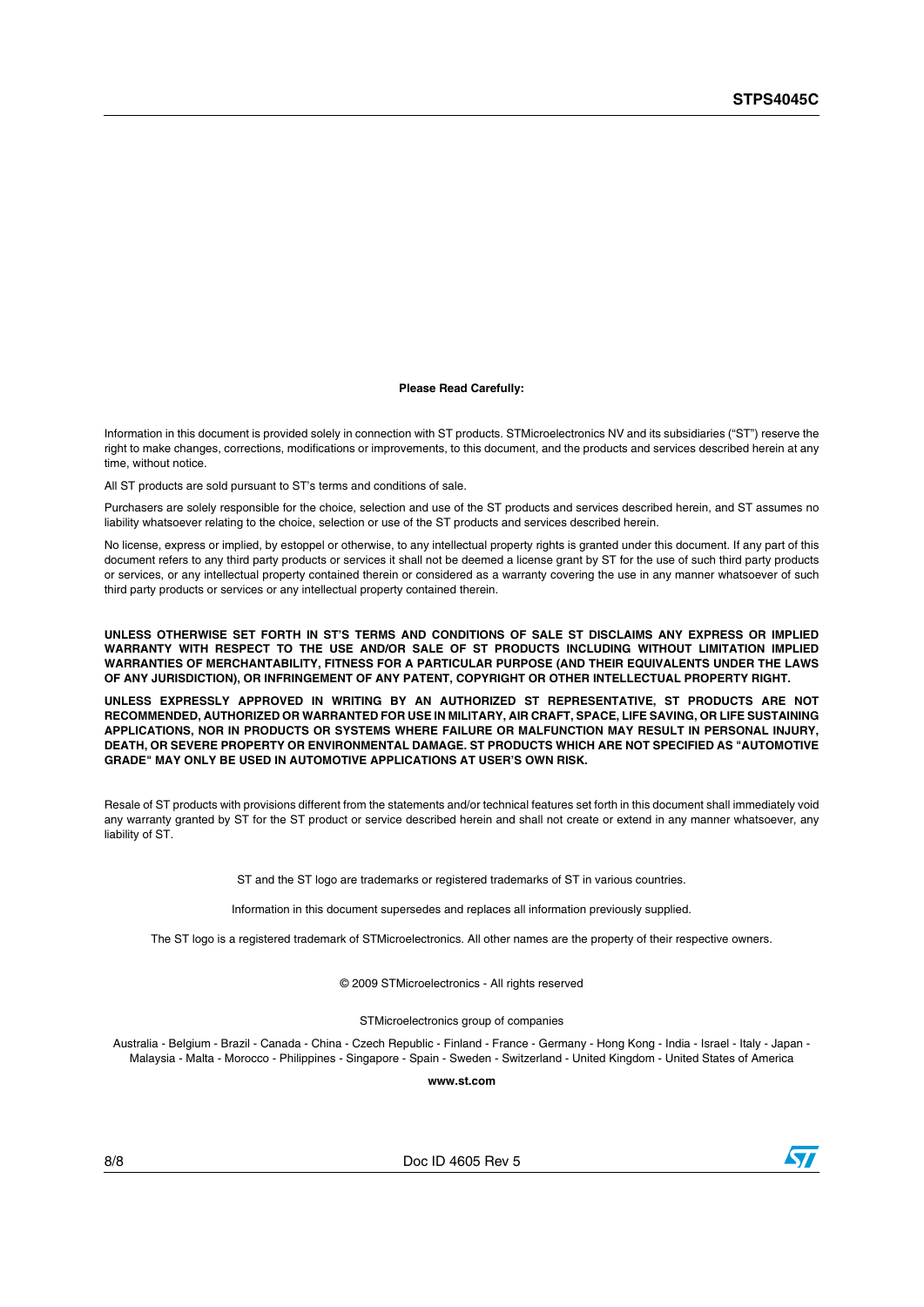**Please Read Carefully:**

Information in this document is provided solely in connection with ST products. STMicroelectronics NV and its subsidiaries ("ST") reserve the right to make changes, corrections, modifications or improvements, to this document, and the products and services described herein at any time, without notice.

All ST products are sold pursuant to ST's terms and conditions of sale.

Purchasers are solely responsible for the choice, selection and use of the ST products and services described herein, and ST assumes no liability whatsoever relating to the choice, selection or use of the ST products and services described herein.

No license, express or implied, by estoppel or otherwise, to any intellectual property rights is granted under this document. If any part of this document refers to any third party products or services it shall not be deemed a license grant by ST for the use of such third party products or services, or any intellectual property contained therein or considered as a warranty covering the use in any manner whatsoever of such third party products or services or any intellectual property contained therein.

**UNLESS OTHERWISE SET FORTH IN ST'S TERMS AND CONDITIONS OF SALE ST DISCLAIMS ANY EXPRESS OR IMPLIED WARRANTY WITH RESPECT TO THE USE AND/OR SALE OF ST PRODUCTS INCLUDING WITHOUT LIMITATION IMPLIED WARRANTIES OF MERCHANTABILITY, FITNESS FOR A PARTICULAR PURPOSE (AND THEIR EQUIVALENTS UNDER THE LAWS OF ANY JURISDICTION), OR INFRINGEMENT OF ANY PATENT, COPYRIGHT OR OTHER INTELLECTUAL PROPERTY RIGHT.**

**UNLESS EXPRESSLY APPROVED IN WRITING BY AN AUTHORIZED ST REPRESENTATIVE, ST PRODUCTS ARE NOT RECOMMENDED, AUTHORIZED OR WARRANTED FOR USE IN MILITARY, AIR CRAFT, SPACE, LIFE SAVING, OR LIFE SUSTAINING APPLICATIONS, NOR IN PRODUCTS OR SYSTEMS WHERE FAILURE OR MALFUNCTION MAY RESULT IN PERSONAL INJURY, DEATH, OR SEVERE PROPERTY OR ENVIRONMENTAL DAMAGE. ST PRODUCTS WHICH ARE NOT SPECIFIED AS "AUTOMOTIVE GRADE" MAY ONLY BE USED IN AUTOMOTIVE APPLICATIONS AT USER'S OWN RISK.**

Resale of ST products with provisions different from the statements and/or technical features set forth in this document shall immediately void any warranty granted by ST for the ST product or service described herein and shall not create or extend in any manner whatsoever, any liability of ST.

ST and the ST logo are trademarks or registered trademarks of ST in various countries.

Information in this document supersedes and replaces all information previously supplied.

The ST logo is a registered trademark of STMicroelectronics. All other names are the property of their respective owners.

© 2009 STMicroelectronics - All rights reserved

STMicroelectronics group of companies

Australia - Belgium - Brazil - Canada - China - Czech Republic - Finland - France - Germany - Hong Kong - India - Israel - Italy - Japan - Malaysia - Malta - Morocco - Philippines - Singapore - Spain - Sweden - Switzerland - United Kingdom - United States of America

**www.st.com**